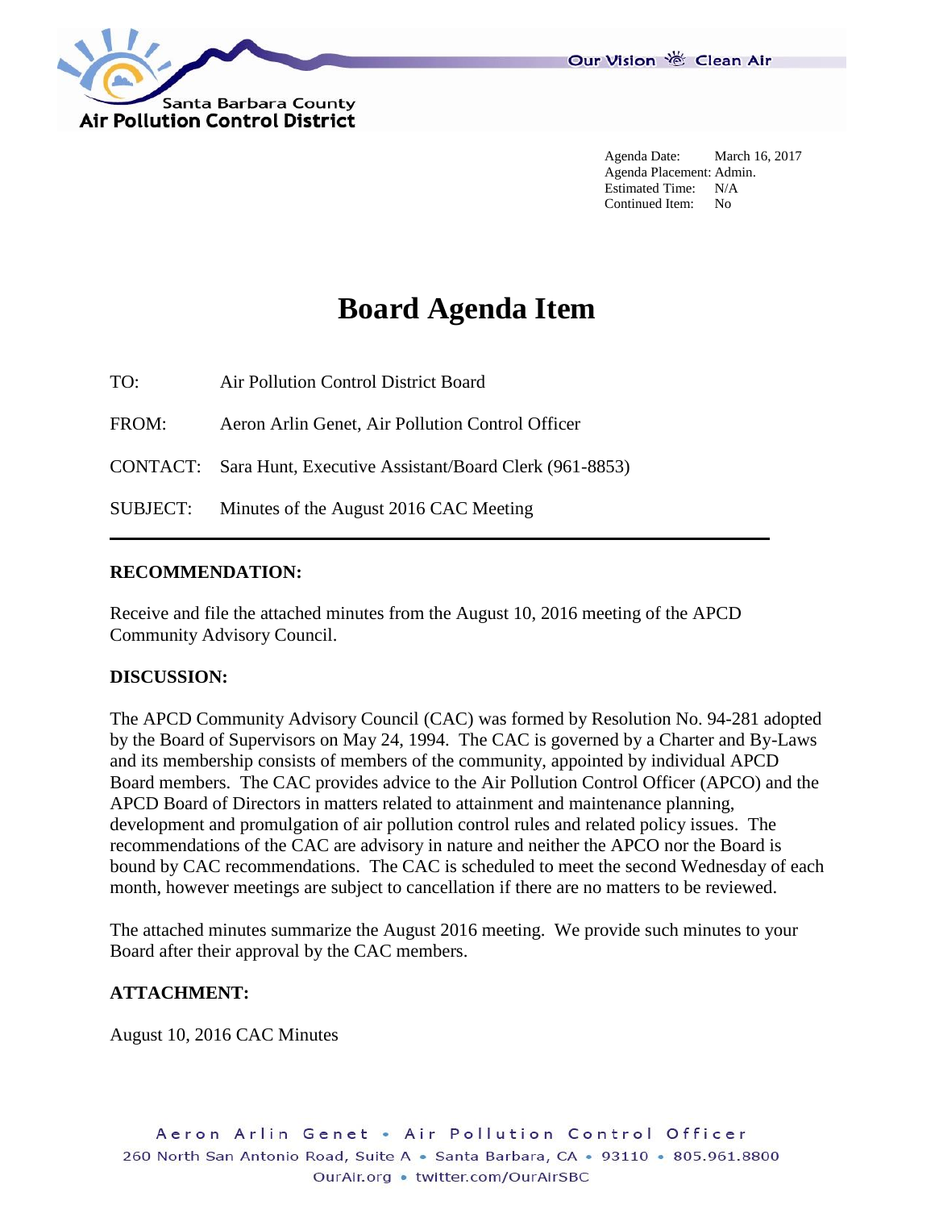Santa Barbara County
Air Pollution Control District

Our Vision Clean Air

Agenda Date: March 16, 2017
Agenda Placement: Admin.
Estimated Time: N/A
Continued Item: No

# Board Agenda Item

TO: Air Pollution Control District Board

FROM: Aeron Arlin Genet, Air Pollution Control Officer

CONTACT: Sara Hunt, Executive Assistant/Board Clerk (961-8853)

SUBJECT: Minutes of the August 2016 CAC Meeting

---

## RECOMMENDATION:

Receive and file the attached minutes from the August 10, 2016 meeting of the APCD Community Advisory Council.

## DISCUSSION:

The APCD Community Advisory Council (CAC) was formed by Resolution No. 94-281 adopted by the Board of Supervisors on May 24, 1994. The CAC is governed by a Charter and By-Laws and its membership consists of members of the community, appointed by individual APCD Board members. The CAC provides advice to the Air Pollution Control Officer (APCO) and the APCD Board of Directors in matters related to attainment and maintenance planning, development and promulgation of air pollution control rules and related policy issues. The recommendations of the CAC are advisory in nature and neither the APCO nor the Board is bound by CAC recommendations. The CAC is scheduled to meet the second Wednesday of each month, however meetings are subject to cancellation if there are no matters to be reviewed.

The attached minutes summarize the August 2016 meeting. We provide such minutes to your Board after their approval by the CAC members.

## ATTACHMENT:

August 10, 2016 CAC Minutes

Aeron Arlin Genet • Air Pollution Control Officer
260 North San Antonio Road, Suite A • Santa Barbara, CA • 93110 • 805.961.8800
OurAir.org • twitter.com/OurAirSBC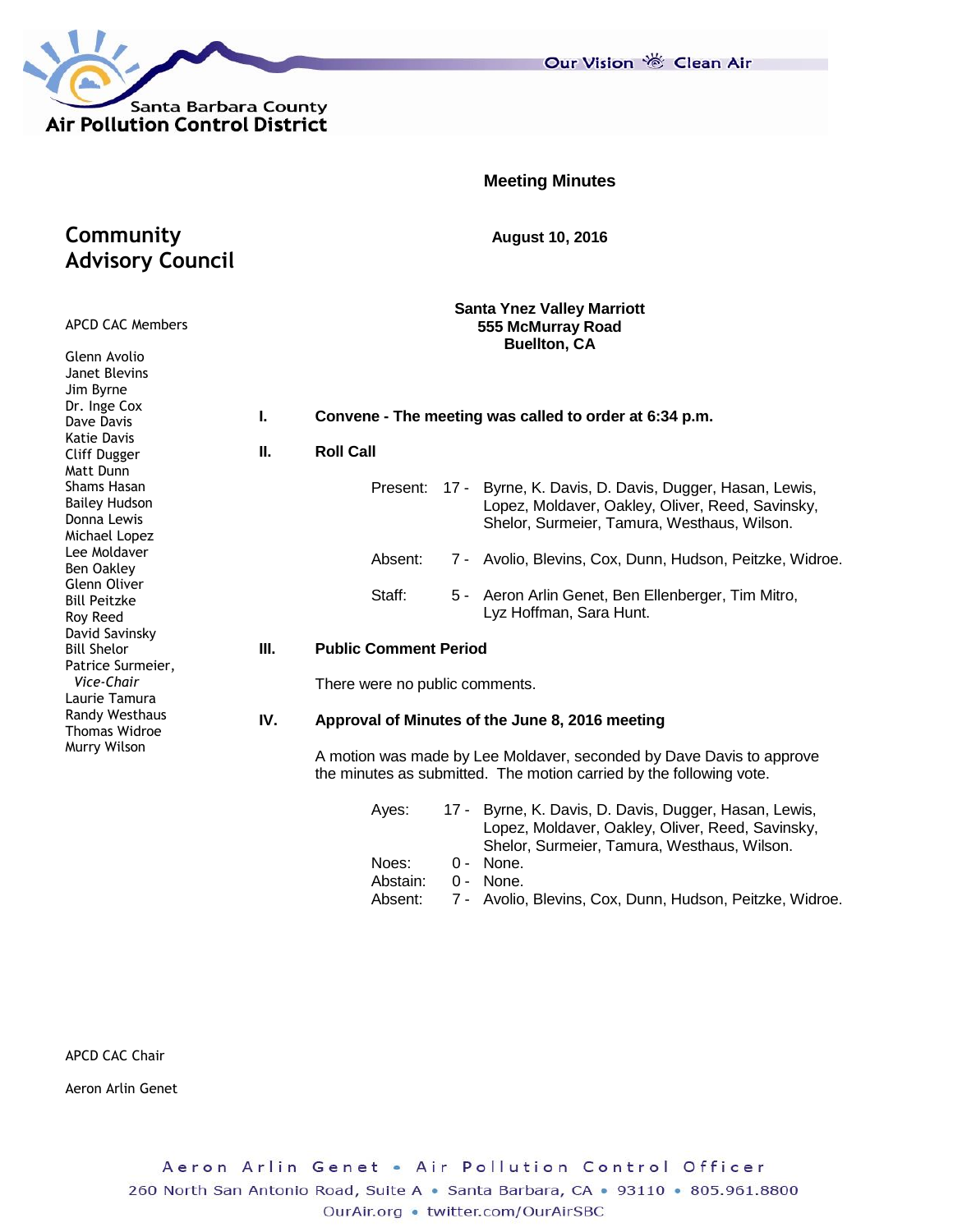Santa Barbara County Air Pollution Control District

Our Vision Clean Air

# Meeting Minutes

## Community Advisory Council

**August 10, 2016**

**Santa Ynez Valley Marriott**
**555 McMurray Road**
**Buellton, CA**

APCD CAC Members

Glenn Avolio
Janet Blevins
Jim Byrne
Dr. Inge Cox
Dave Davis
Katie Davis
Cliff Dugger
Matt Dunn
Shams Hasan
Bailey Hudson
Donna Lewis
Michael Lopez
Lee Moldaver
Ben Oakley
Glenn Oliver
Bill Peitzke
Roy Reed
David Savinsky
Bill Shelor
Patrice Surmeier, *Vice-Chair*
Laurie Tamura
Randy Westhaus
Thomas Widroe
Murry Wilson

APCD CAC Chair

Aeron Arlin Genet

**I. Convene - The meeting was called to order at 6:34 p.m.**

**II. Roll Call**

Present: 17 - Byrne, K. Davis, D. Davis, Dugger, Hasan, Lewis, Lopez, Moldaver, Oakley, Oliver, Reed, Savinsky, Shelor, Surmeier, Tamura, Westhaus, Wilson.

Absent: 7 - Avolio, Blevins, Cox, Dunn, Hudson, Peitzke, Widroe.

Staff: 5 - Aeron Arlin Genet, Ben Ellenberger, Tim Mitro, Lyz Hoffman, Sara Hunt.

**III. Public Comment Period**

There were no public comments.

**IV. Approval of Minutes of the June 8, 2016 meeting**

A motion was made by Lee Moldaver, seconded by Dave Davis to approve the minutes as submitted. The motion carried by the following vote.

Ayes: 17 - Byrne, K. Davis, D. Davis, Dugger, Hasan, Lewis, Lopez, Moldaver, Oakley, Oliver, Reed, Savinsky, Shelor, Surmeier, Tamura, Westhaus, Wilson.
Noes: 0 - None.
Abstain: 0 - None.
Absent: 7 - Avolio, Blevins, Cox, Dunn, Hudson, Peitzke, Widroe.

Aeron Arlin Genet • Air Pollution Control Officer
260 North San Antonio Road, Suite A • Santa Barbara, CA • 93110 • 805.961.8800
OurAir.org • twitter.com/OurAirSBC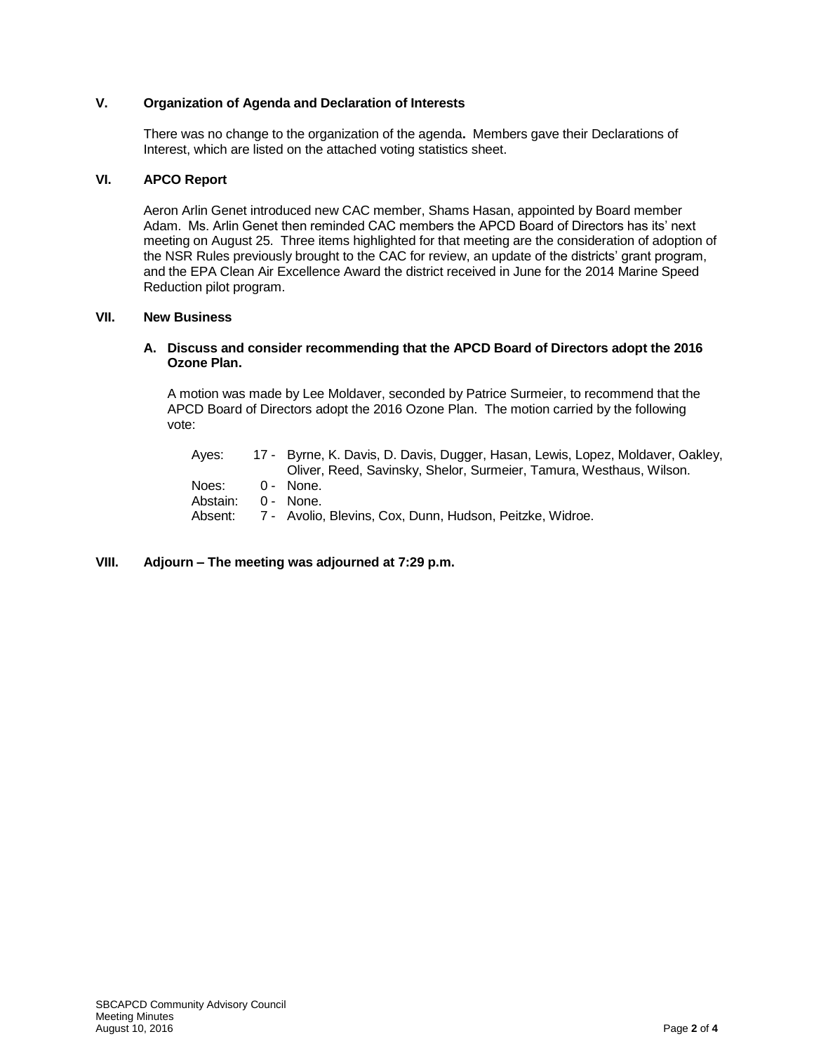## V. Organization of Agenda and Declaration of Interests

There was no change to the organization of the agenda**.** Members gave their Declarations of Interest, which are listed on the attached voting statistics sheet.

## VI. APCO Report

Aeron Arlin Genet introduced new CAC member, Shams Hasan, appointed by Board member Adam. Ms. Arlin Genet then reminded CAC members the APCD Board of Directors has its' next meeting on August 25. Three items highlighted for that meeting are the consideration of adoption of the NSR Rules previously brought to the CAC for review, an update of the districts' grant program, and the EPA Clean Air Excellence Award the district received in June for the 2014 Marine Speed Reduction pilot program.

## VII. New Business

### A. Discuss and consider recommending that the APCD Board of Directors adopt the 2016 Ozone Plan.

A motion was made by Lee Moldaver, seconded by Patrice Surmeier, to recommend that the APCD Board of Directors adopt the 2016 Ozone Plan. The motion carried by the following vote:

| | | |
|---|---|---|
| Ayes: | 17 - | Byrne, K. Davis, D. Davis, Dugger, Hasan, Lewis, Lopez, Moldaver, Oakley, Oliver, Reed, Savinsky, Shelor, Surmeier, Tamura, Westhaus, Wilson. |
| Noes: | 0 - | None. |
| Abstain: | 0 - | None. |
| Absent: | 7 - | Avolio, Blevins, Cox, Dunn, Hudson, Peitzke, Widroe. |

## VIII. Adjourn – The meeting was adjourned at 7:29 p.m.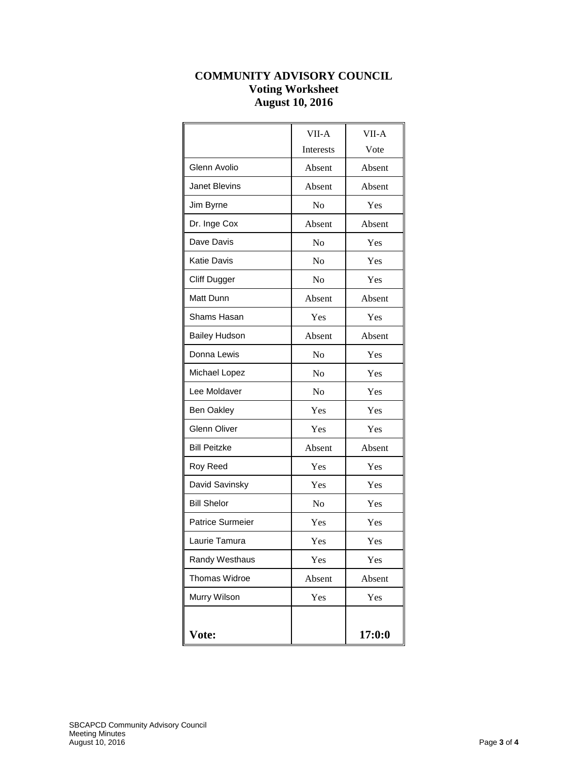**COMMUNITY ADVISORY COUNCIL**
**Voting Worksheet**
**August 10, 2016**

| | VII-A Interests | VII-A Vote |
|---|---|---|
| Glenn Avolio | Absent | Absent |
| Janet Blevins | Absent | Absent |
| Jim Byrne | No | Yes |
| Dr. Inge Cox | Absent | Absent |
| Dave Davis | No | Yes |
| Katie Davis | No | Yes |
| Cliff Dugger | No | Yes |
| Matt Dunn | Absent | Absent |
| Shams Hasan | Yes | Yes |
| Bailey Hudson | Absent | Absent |
| Donna Lewis | No | Yes |
| Michael Lopez | No | Yes |
| Lee Moldaver | No | Yes |
| Ben Oakley | Yes | Yes |
| Glenn Oliver | Yes | Yes |
| Bill Peitzke | Absent | Absent |
| Roy Reed | Yes | Yes |
| David Savinsky | Yes | Yes |
| Bill Shelor | No | Yes |
| Patrice Surmeier | Yes | Yes |
| Laurie Tamura | Yes | Yes |
| Randy Westhaus | Yes | Yes |
| Thomas Widroe | Absent | Absent |
| Murry Wilson | Yes | Yes |
| **Vote:** | | **17:0:0** |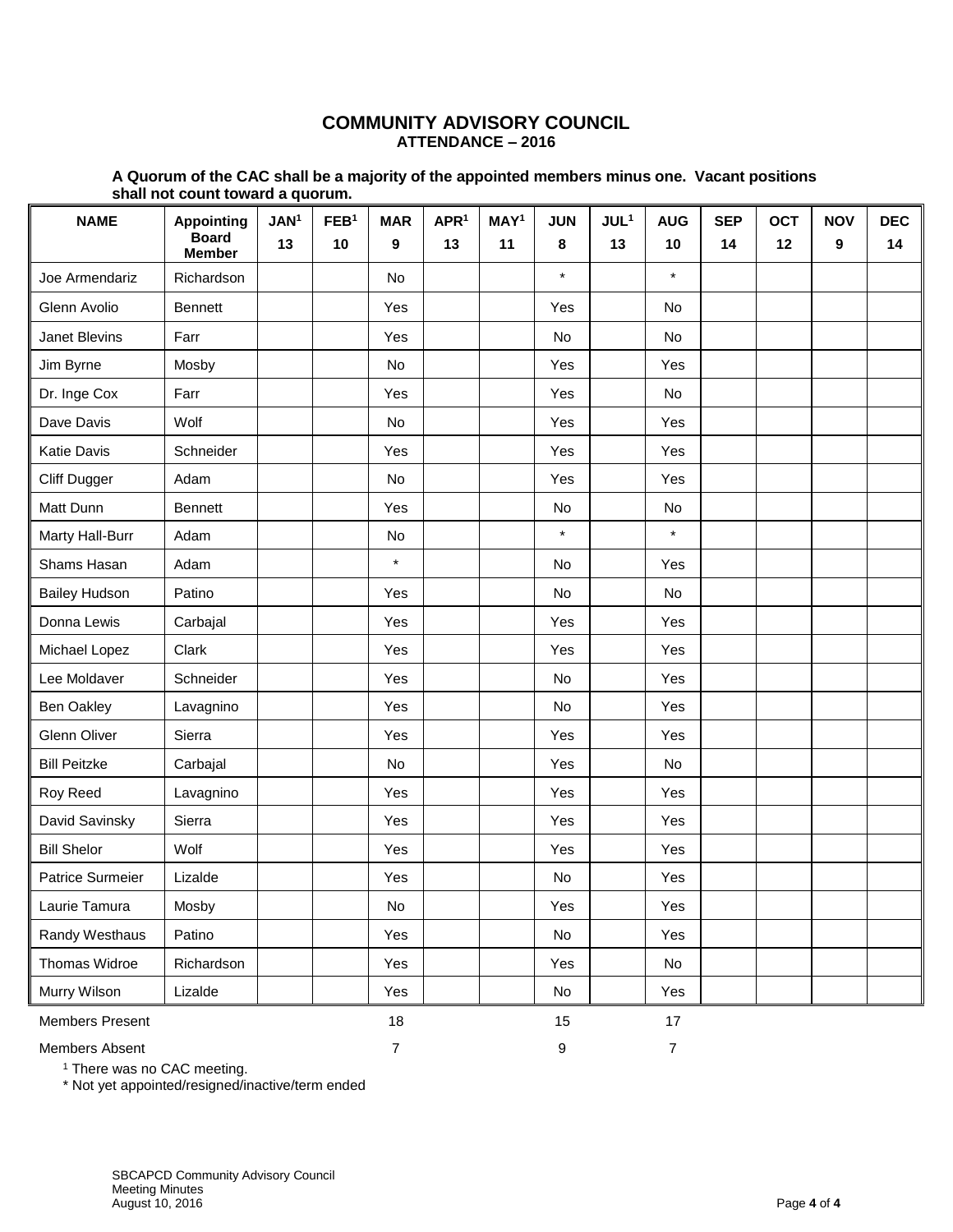# COMMUNITY ADVISORY COUNCIL

## ATTENDANCE – 2016

**A Quorum of the CAC shall be a majority of the appointed members minus one. Vacant positions shall not count toward a quorum.**

| NAME | Appointing Board Member | JAN[1] 13 | FEB[1] 10 | MAR 9 | APR[1] 13 | MAY[1] 11 | JUN 8 | JUL[1] 13 | AUG 10 | SEP 14 | OCT 12 | NOV 9 | DEC 14 |
|---|---|---|---|---|---|---|---|---|---|---|---|---|---|
| Joe Armendariz | Richardson | | | No | | | * | | * | | | | |
| Glenn Avolio | Bennett | | | Yes | | | Yes | | No | | | | |
| Janet Blevins | Farr | | | Yes | | | No | | No | | | | |
| Jim Byrne | Mosby | | | No | | | Yes | | Yes | | | | |
| Dr. Inge Cox | Farr | | | Yes | | | Yes | | No | | | | |
| Dave Davis | Wolf | | | No | | | Yes | | Yes | | | | |
| Katie Davis | Schneider | | | Yes | | | Yes | | Yes | | | | |
| Cliff Dugger | Adam | | | No | | | Yes | | Yes | | | | |
| Matt Dunn | Bennett | | | Yes | | | No | | No | | | | |
| Marty Hall-Burr | Adam | | | No | | | * | | * | | | | |
| Shams Hasan | Adam | | | * | | | No | | Yes | | | | |
| Bailey Hudson | Patino | | | Yes | | | No | | No | | | | |
| Donna Lewis | Carbajal | | | Yes | | | Yes | | Yes | | | | |
| Michael Lopez | Clark | | | Yes | | | Yes | | Yes | | | | |
| Lee Moldaver | Schneider | | | Yes | | | No | | Yes | | | | |
| Ben Oakley | Lavagnino | | | Yes | | | No | | Yes | | | | |
| Glenn Oliver | Sierra | | | Yes | | | Yes | | Yes | | | | |
| Bill Peitzke | Carbajal | | | No | | | Yes | | No | | | | |
| Roy Reed | Lavagnino | | | Yes | | | Yes | | Yes | | | | |
| David Savinsky | Sierra | | | Yes | | | Yes | | Yes | | | | |
| Bill Shelor | Wolf | | | Yes | | | Yes | | Yes | | | | |
| Patrice Surmeier | Lizalde | | | Yes | | | No | | Yes | | | | |
| Laurie Tamura | Mosby | | | No | | | Yes | | Yes | | | | |
| Randy Westhaus | Patino | | | Yes | | | No | | Yes | | | | |
| Thomas Widroe | Richardson | | | Yes | | | Yes | | No | | | | |
| Murry Wilson | Lizalde | | | Yes | | | No | | Yes | | | | |
| Members Present | | | | 18 | | | 15 | | 17 | | | | |
| Members Absent | | | | 7 | | | 9 | | 7 | | | | |

[1] There was no CAC meeting.

\* Not yet appointed/resigned/inactive/term ended

SBCAPCD Community Advisory Council
Meeting Minutes
August 10, 2016